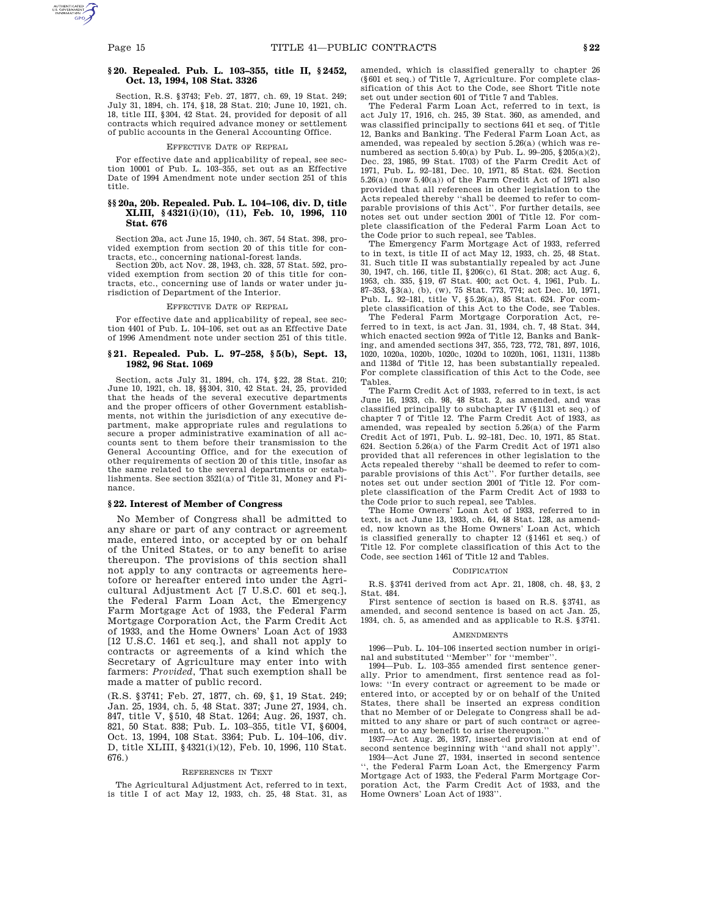### § 20. Repealed. Pub. L. 103–355, title II, § 2452, Oct. 13, 1994, 108 Stat. 3326

Section, R.S. § 3743; Feb. 27, 1877, ch. 69, 19 Stat. 249; July 31, 1894, ch. 174, § 18, 28 Stat. 210; June 10, 1921, ch. 18, title III, § 304, 42 Stat. 24, provided for deposit of all contracts which required advance money or settlement of public accounts in the General Accounting Office.

EFFECTIVE DATE OF REPEAL

For effective date and applicability of repeal, see section 10001 of Pub. L. 103–355, set out as an Effective Date of 1994 Amendment note under section 251 of this title.

### §§ 20a, 20b. Repealed. Pub. L. 104–106, div. D, title XLIII, § 4321(i)(10), (11), Feb. 10, 1996, 110 Stat. 676

Section 20a, act June 15, 1940, ch. 367, 54 Stat. 398, provided exemption from section 20 of this title for contracts, etc., concerning national-forest lands.

Section 20b, act Nov. 28, 1943, ch. 328, 57 Stat. 592, provided exemption from section 20 of this title for contracts, etc., concerning use of lands or water under jurisdiction of Department of the Interior.

EFFECTIVE DATE OF REPEAL

For effective date and applicability of repeal, see section 4401 of Pub. L. 104–106, set out as an Effective Date of 1996 Amendment note under section 251 of this title.

### § 21. Repealed. Pub. L. 97–258, § 5(b), Sept. 13, 1982, 96 Stat. 1069

Section, acts July 31, 1894, ch. 174, § 22, 28 Stat. 210; June 10, 1921, ch. 18, §§ 304, 310, 42 Stat. 24, 25, provided that the heads of the several executive departments and the proper officers of other Government establishments, not within the jurisdiction of any executive department, make appropriate rules and regulations to secure a proper administrative examination of all accounts sent to them before their transmission to the General Accounting Office, and for the execution of other requirements of section 20 of this title, insofar as the same related to the several departments or establishments. See section 3521(a) of Title 31, Money and Finance.

### § 22. Interest of Member of Congress

No Member of Congress shall be admitted to any share or part of any contract or agreement made, entered into, or accepted by or on behalf of the United States, or to any benefit to arise thereupon. The provisions of this section shall not apply to any contracts or agreements heretofore or hereafter entered into under the Agricultural Adjustment Act [7 U.S.C. 601 et seq.], the Federal Farm Loan Act, the Emergency Farm Mortgage Act of 1933, the Federal Farm Mortgage Corporation Act, the Farm Credit Act of 1933, and the Home Owners' Loan Act of 1933 [12 U.S.C. 1461 et seq.], and shall not apply to contracts or agreements of a kind which the Secretary of Agriculture may enter into with farmers: *Provided*, That such exemption shall be made a matter of public record.

(R.S. § 3741; Feb. 27, 1877, ch. 69, § 1, 19 Stat. 249; Jan. 25, 1934, ch. 5, 48 Stat. 337; June 27, 1934, ch. 847, title V, § 510, 48 Stat. 1264; Aug. 26, 1937, ch. 821, 50 Stat. 838; Pub. L. 103–355, title VI, § 6004, Oct. 13, 1994, 108 Stat. 3364; Pub. L. 104–106, div. D, title XLIII, § 4321(i)(12), Feb. 10, 1996, 110 Stat. 676.)

REFERENCES IN TEXT

The Agricultural Adjustment Act, referred to in text, is title I of act May 12, 1933, ch. 25, 48 Stat. 31, as amended, which is classified generally to chapter 26 (§ 601 et seq.) of Title 7, Agriculture. For complete classification of this Act to the Code, see Short Title note set out under section 601 of Title 7 and Tables.

The Federal Farm Loan Act, referred to in text, is act July 17, 1916, ch. 245, 39 Stat. 360, as amended, and was classified principally to sections 641 et seq. of Title 12, Banks and Banking. The Federal Farm Loan Act, as amended, was repealed by section 5.26(a) (which was renumbered as section 5.40(a) by Pub. L. 99–205, § 205(a)(2), Dec. 23, 1985, 99 Stat. 1703) of the Farm Credit Act of 1971, Pub. L. 92–181, Dec. 10, 1971, 85 Stat. 624. Section 5.26(a) (now 5.40(a)) of the Farm Credit Act of 1971 also provided that all references in other legislation to the Acts repealed thereby "shall be deemed to refer to comparable provisions of this Act". For further details, see notes set out under section 2001 of Title 12. For complete classification of the Federal Farm Loan Act to the Code prior to such repeal, see Tables.

The Emergency Farm Mortgage Act of 1933, referred to in text, is title II of act May 12, 1933, ch. 25, 48 Stat. 31. Such title II was substantially repealed by act June 30, 1947, ch. 166, title II, § 206(c), 61 Stat. 208; act Aug. 6, 1953, ch. 335, § 19, 67 Stat. 400; act Oct. 4, 1961, Pub. L. 87–353, § 3(a), (b), (w), 75 Stat. 773, 774; act Dec. 10, 1971, Pub. L. 92–181, title V, § 5.26(a), 85 Stat. 624. For complete classification of this Act to the Code, see Tables.

The Federal Farm Mortgage Corporation Act, referred to in text, is act Jan. 31, 1934, ch. 7, 48 Stat. 344, which enacted section 992a of Title 12, Banks and Banking, and amended sections 347, 355, 723, 772, 781, 897, 1016, 1020, 1020a, 1020b, 1020c, 1020d to 1020h, 1061, 1131i, 1138b and 1138d of Title 12, has been substantially repealed. For complete classification of this Act to the Code, see Tables.

The Farm Credit Act of 1933, referred to in text, is act June 16, 1933, ch. 98, 48 Stat. 2, as amended, and was classified principally to subchapter IV (§ 1131 et seq.) of chapter 7 of Title 12. The Farm Credit Act of 1933, as amended, was repealed by section 5.26(a) of the Farm Credit Act of 1971, Pub. L. 92–181, Dec. 10, 1971, 85 Stat. 624. Section 5.26(a) of the Farm Credit Act of 1971 also provided that all references in other legislation to the Acts repealed thereby "shall be deemed to refer to comparable provisions of this Act". For further details, see notes set out under section 2001 of Title 12. For complete classification of the Farm Credit Act of 1933 to the Code prior to such repeal, see Tables.

The Home Owners' Loan Act of 1933, referred to in text, is act June 13, 1933, ch. 64, 48 Stat. 128, as amended, now known as the Home Owners' Loan Act, which is classified generally to chapter 12 (§ 1461 et seq.) of Title 12. For complete classification of this Act to the Code, see section 1461 of Title 12 and Tables.

CODIFICATION

R.S. § 3741 derived from act Apr. 21, 1808, ch. 48, § 3, 2 Stat. 484.

First sentence of section is based on R.S. § 3741, as amended, and second sentence is based on act Jan. 25, 1934, ch. 5, as amended and as applicable to R.S. § 3741.

AMENDMENTS

1996—Pub. L. 104–106 inserted section number in original and substituted "Member" for "member".

1994—Pub. L. 103–355 amended first sentence generally. Prior to amendment, first sentence read as follows: "In every contract or agreement to be made or entered into, or accepted by or on behalf of the United States, there shall be inserted an express condition that no Member of or Delegate to Congress shall be admitted to any share or part of such contract or agreement, or to any benefit to arise thereupon."

1937—Act Aug. 26, 1937, inserted provision at end of second sentence beginning with "and shall not apply".

1934—Act June 27, 1934, inserted in second sentence ", the Federal Farm Loan Act, the Emergency Farm Mortgage Act of 1933, the Federal Farm Mortgage Corporation Act, the Farm Credit Act of 1933, and the Home Owners' Loan Act of 1933".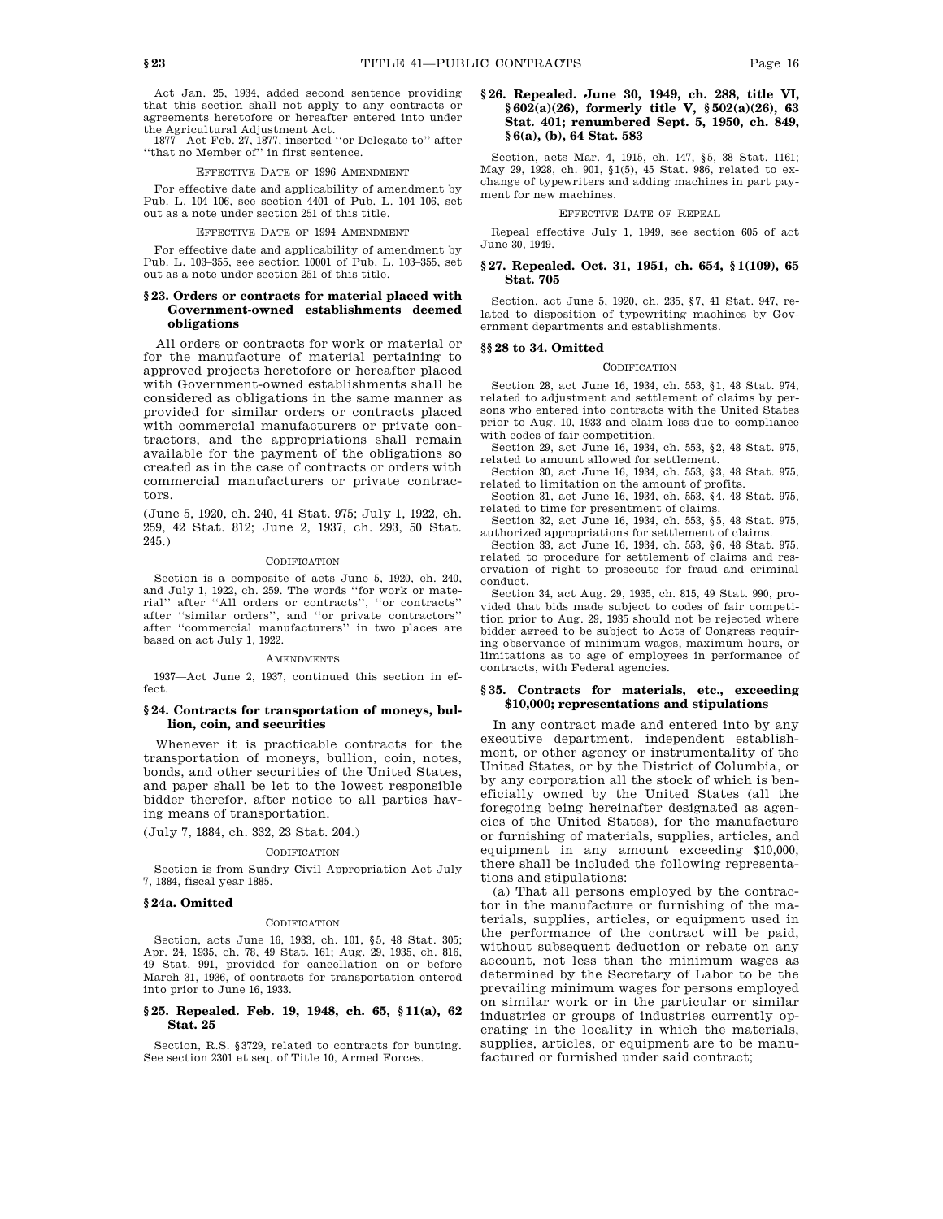Act Jan. 25, 1934, added second sentence providing that this section shall not apply to any contracts or agreements heretofore or hereafter entered into under the Agricultural Adjustment Act.

1877—Act Feb. 27, 1877, inserted ''or Delegate to'' after ''that no Member of'' in first sentence.

EFFECTIVE DATE OF 1996 AMENDMENT

For effective date and applicability of amendment by Pub. L. 104–106, see section 4401 of Pub. L. 104–106, set out as a note under section 251 of this title.

EFFECTIVE DATE OF 1994 AMENDMENT

For effective date and applicability of amendment by Pub. L. 103–355, see section 10001 of Pub. L. 103–355, set out as a note under section 251 of this title.

### § 23. Orders or contracts for material placed with Government-owned establishments deemed obligations

All orders or contracts for work or material or for the manufacture of material pertaining to approved projects heretofore or hereafter placed with Government-owned establishments shall be considered as obligations in the same manner as provided for similar orders or contracts placed with commercial manufacturers or private contractors, and the appropriations shall remain available for the payment of the obligations so created as in the case of contracts or orders with commercial manufacturers or private contractors.

(June 5, 1920, ch. 240, 41 Stat. 975; July 1, 1922, ch. 259, 42 Stat. 812; June 2, 1937, ch. 293, 50 Stat. 245.)

CODIFICATION

Section is a composite of acts June 5, 1920, ch. 240, and July 1, 1922, ch. 259. The words ''for work or material'' after ''All orders or contracts'', ''or contracts'' after ''similar orders'', and ''or private contractors'' after ''commercial manufacturers'' in two places are based on act July 1, 1922.

AMENDMENTS

1937—Act June 2, 1937, continued this section in effect.

### § 24. Contracts for transportation of moneys, bullion, coin, and securities

Whenever it is practicable contracts for the transportation of moneys, bullion, coin, notes, bonds, and other securities of the United States, and paper shall be let to the lowest responsible bidder therefor, after notice to all parties having means of transportation.

(July 7, 1884, ch. 332, 23 Stat. 204.)

CODIFICATION

Section is from Sundry Civil Appropriation Act July 7, 1884, fiscal year 1885.

### § 24a. Omitted

CODIFICATION

Section, acts June 16, 1933, ch. 101, § 5, 48 Stat. 305; Apr. 24, 1935, ch. 78, 49 Stat. 161; Aug. 29, 1935, ch. 816, 49 Stat. 991, provided for cancellation on or before March 31, 1936, of contracts for transportation entered into prior to June 16, 1933.

### § 25. Repealed. Feb. 19, 1948, ch. 65, § 11(a), 62 Stat. 25

Section, R.S. § 3729, related to contracts for bunting. See section 2301 et seq. of Title 10, Armed Forces.

### § 26. Repealed. June 30, 1949, ch. 288, title VI, § 602(a)(26), formerly title V, § 502(a)(26), 63 Stat. 401; renumbered Sept. 5, 1950, ch. 849, § 6(a), (b), 64 Stat. 583

Section, acts Mar. 4, 1915, ch. 147, § 5, 38 Stat. 1161; May 29, 1928, ch. 901, § 1(5), 45 Stat. 986, related to exchange of typewriters and adding machines in part payment for new machines.

EFFECTIVE DATE OF REPEAL

Repeal effective July 1, 1949, see section 605 of act June 30, 1949.

### § 27. Repealed. Oct. 31, 1951, ch. 654, § 1(109), 65 Stat. 705

Section, act June 5, 1920, ch. 235, § 7, 41 Stat. 947, related to disposition of typewriting machines by Government departments and establishments.

### §§ 28 to 34. Omitted

CODIFICATION

Section 28, act June 16, 1934, ch. 553, § 1, 48 Stat. 974, related to adjustment and settlement of claims by persons who entered into contracts with the United States prior to Aug. 10, 1933 and claim loss due to compliance with codes of fair competition.

Section 29, act June 16, 1934, ch. 553, § 2, 48 Stat. 975, related to amount allowed for settlement.

Section 30, act June 16, 1934, ch. 553, § 3, 48 Stat. 975, related to limitation on the amount of profits.

Section 31, act June 16, 1934, ch. 553, § 4, 48 Stat. 975, related to time for presentment of claims.

Section 32, act June 16, 1934, ch. 553, § 5, 48 Stat. 975, authorized appropriations for settlement of claims.

Section 33, act June 16, 1934, ch. 553, § 6, 48 Stat. 975, related to procedure for settlement of claims and reservation of right to prosecute for fraud and criminal conduct.

Section 34, act Aug. 29, 1935, ch. 815, 49 Stat. 990, provided that bids made subject to codes of fair competition prior to Aug. 29, 1935 should not be rejected where bidder agreed to be subject to Acts of Congress requiring observance of minimum wages, maximum hours, or limitations as to age of employees in performance of contracts, with Federal agencies.

### § 35. Contracts for materials, etc., exceeding $10,000; representations and stipulations

In any contract made and entered into by any executive department, independent establishment, or other agency or instrumentality of the United States, or by the District of Columbia, or by any corporation all the stock of which is beneficially owned by the United States (all the foregoing being hereinafter designated as agencies of the United States), for the manufacture or furnishing of materials, supplies, articles, and equipment in any amount exceeding $10,000, there shall be included the following representations and stipulations:

(a) That all persons employed by the contractor in the manufacture or furnishing of the materials, supplies, articles, or equipment used in the performance of the contract will be paid, without subsequent deduction or rebate on any account, not less than the minimum wages as determined by the Secretary of Labor to be the prevailing minimum wages for persons employed on similar work or in the particular or similar industries or groups of industries currently operating in the locality in which the materials, supplies, articles, or equipment are to be manufactured or furnished under said contract;